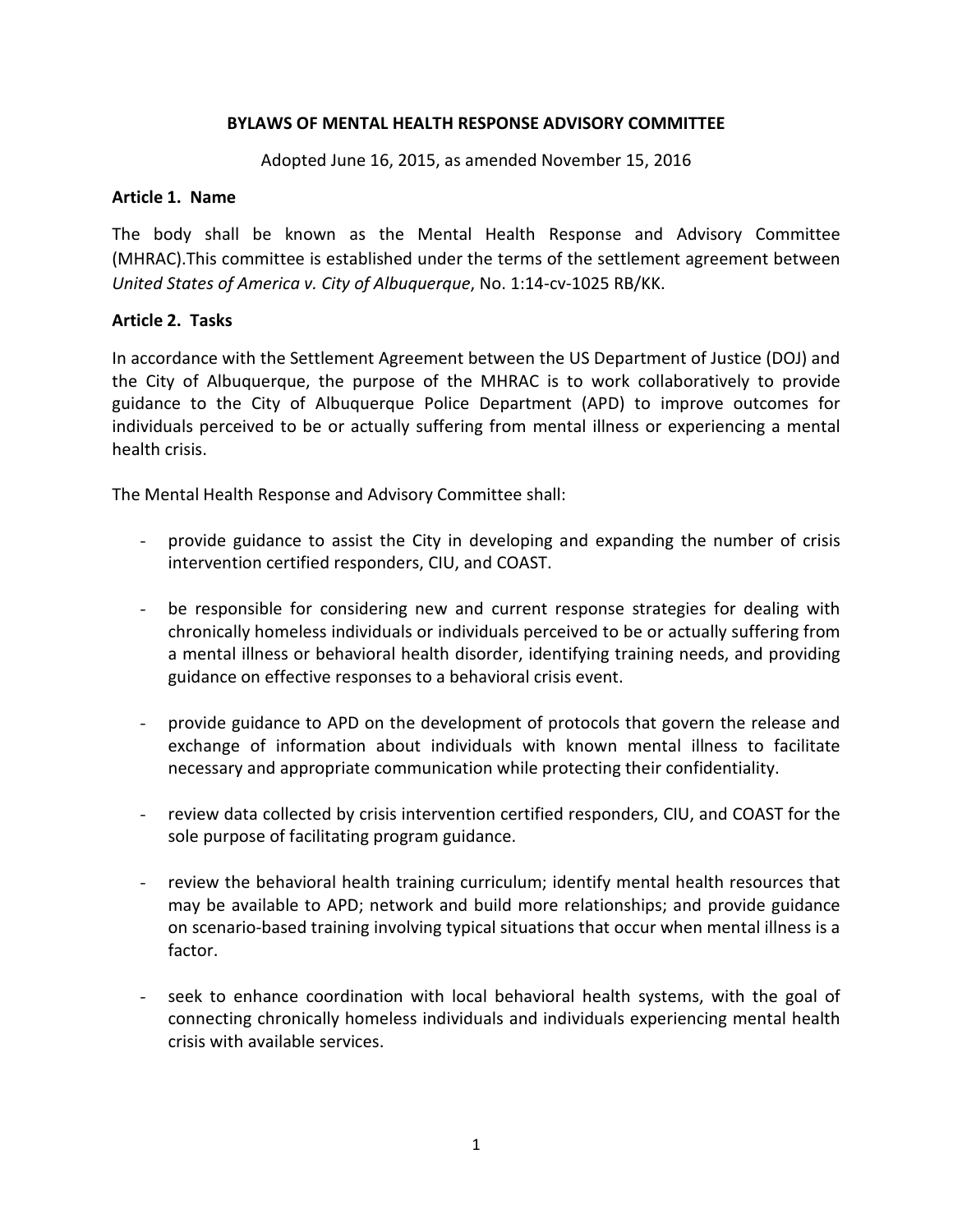# BYLAWS OF MENTAL HEALTH RESPONSE ADVISORY COMMITTEE

Adopted June 16, 2015, as amended November 15, 2016

## Article 1. Name

The body shall be known as the Mental Health Response and Advisory Committee (MHRAC).This committee is established under the terms of the settlement agreement between *United States of America v. City of Albuquerque*, No. 1:14-cv-1025 RB/KK.

## Article 2. Tasks

In accordance with the Settlement Agreement between the US Department of Justice (DOJ) and the City of Albuquerque, the purpose of the MHRAC is to work collaboratively to provide guidance to the City of Albuquerque Police Department (APD) to improve outcomes for individuals perceived to be or actually suffering from mental illness or experiencing a mental health crisis.

The Mental Health Response and Advisory Committee shall:

- provide guidance to assist the City in developing and expanding the number of crisis intervention certified responders, CIU, and COAST.

- be responsible for considering new and current response strategies for dealing with chronically homeless individuals or individuals perceived to be or actually suffering from a mental illness or behavioral health disorder, identifying training needs, and providing guidance on effective responses to a behavioral crisis event.

- provide guidance to APD on the development of protocols that govern the release and exchange of information about individuals with known mental illness to facilitate necessary and appropriate communication while protecting their confidentiality.

- review data collected by crisis intervention certified responders, CIU, and COAST for the sole purpose of facilitating program guidance.

- review the behavioral health training curriculum; identify mental health resources that may be available to APD; network and build more relationships; and provide guidance on scenario-based training involving typical situations that occur when mental illness is a factor.

- seek to enhance coordination with local behavioral health systems, with the goal of connecting chronically homeless individuals and individuals experiencing mental health crisis with available services.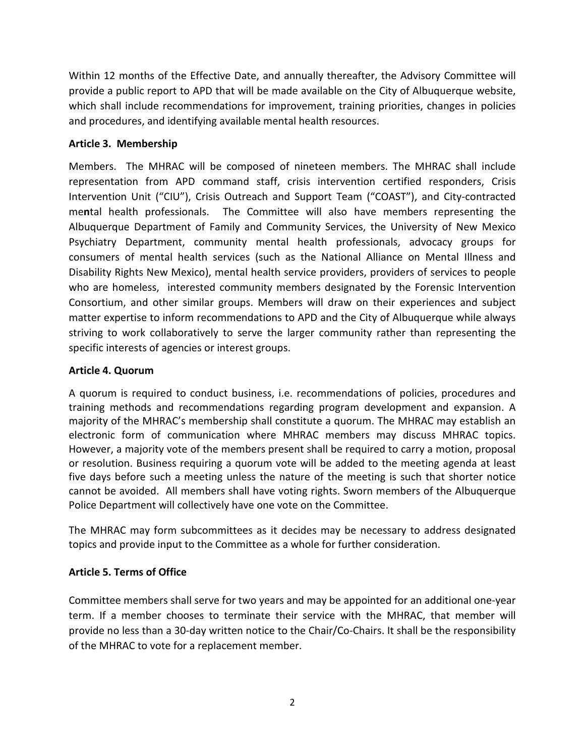Within 12 months of the Effective Date, and annually thereafter, the Advisory Committee will provide a public report to APD that will be made available on the City of Albuquerque website, which shall include recommendations for improvement, training priorities, changes in policies and procedures, and identifying available mental health resources.

**Article 3. Membership**

Members. The MHRAC will be composed of nineteen members. The MHRAC shall include representation from APD command staff, crisis intervention certified responders, Crisis Intervention Unit ("CIU"), Crisis Outreach and Support Team ("COAST"), and City-contracted mental health professionals. The Committee will also have members representing the Albuquerque Department of Family and Community Services, the University of New Mexico Psychiatry Department, community mental health professionals, advocacy groups for consumers of mental health services (such as the National Alliance on Mental Illness and Disability Rights New Mexico), mental health service providers, providers of services to people who are homeless, interested community members designated by the Forensic Intervention Consortium, and other similar groups. Members will draw on their experiences and subject matter expertise to inform recommendations to APD and the City of Albuquerque while always striving to work collaboratively to serve the larger community rather than representing the specific interests of agencies or interest groups.

**Article 4. Quorum**

A quorum is required to conduct business, i.e. recommendations of policies, procedures and training methods and recommendations regarding program development and expansion. A majority of the MHRAC's membership shall constitute a quorum. The MHRAC may establish an electronic form of communication where MHRAC members may discuss MHRAC topics. However, a majority vote of the members present shall be required to carry a motion, proposal or resolution. Business requiring a quorum vote will be added to the meeting agenda at least five days before such a meeting unless the nature of the meeting is such that shorter notice cannot be avoided. All members shall have voting rights. Sworn members of the Albuquerque Police Department will collectively have one vote on the Committee.

The MHRAC may form subcommittees as it decides may be necessary to address designated topics and provide input to the Committee as a whole for further consideration.

**Article 5. Terms of Office**

Committee members shall serve for two years and may be appointed for an additional one-year term. If a member chooses to terminate their service with the MHRAC, that member will provide no less than a 30-day written notice to the Chair/Co-Chairs. It shall be the responsibility of the MHRAC to vote for a replacement member.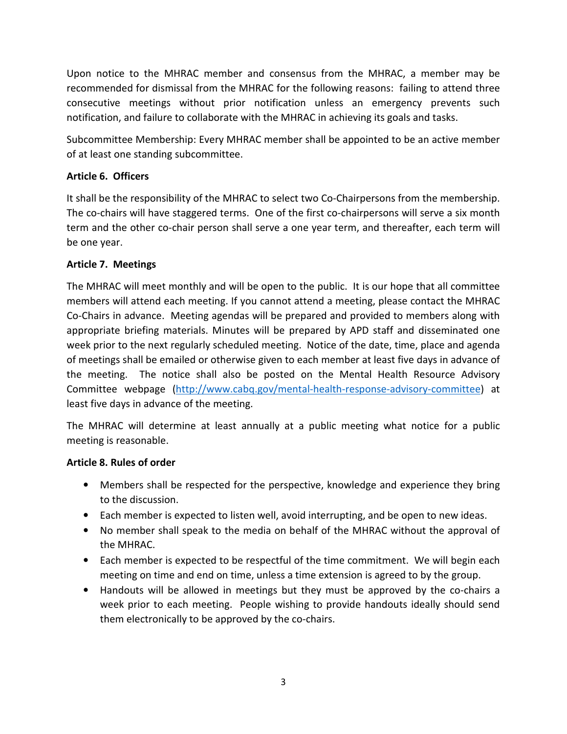Upon notice to the MHRAC member and consensus from the MHRAC, a member may be recommended for dismissal from the MHRAC for the following reasons: failing to attend three consecutive meetings without prior notification unless an emergency prevents such notification, and failure to collaborate with the MHRAC in achieving its goals and tasks.

Subcommittee Membership: Every MHRAC member shall be appointed to be an active member of at least one standing subcommittee.

**Article 6. Officers**

It shall be the responsibility of the MHRAC to select two Co-Chairpersons from the membership. The co-chairs will have staggered terms. One of the first co-chairpersons will serve a six month term and the other co-chair person shall serve a one year term, and thereafter, each term will be one year.

**Article 7. Meetings**

The MHRAC will meet monthly and will be open to the public. It is our hope that all committee members will attend each meeting. If you cannot attend a meeting, please contact the MHRAC Co-Chairs in advance. Meeting agendas will be prepared and provided to members along with appropriate briefing materials. Minutes will be prepared by APD staff and disseminated one week prior to the next regularly scheduled meeting. Notice of the date, time, place and agenda of meetings shall be emailed or otherwise given to each member at least five days in advance of the meeting. The notice shall also be posted on the Mental Health Resource Advisory Committee webpage (http://www.cabq.gov/mental-health-response-advisory-committee) at least five days in advance of the meeting.

The MHRAC will determine at least annually at a public meeting what notice for a public meeting is reasonable.

**Article 8. Rules of order**

- Members shall be respected for the perspective, knowledge and experience they bring to the discussion.
- Each member is expected to listen well, avoid interrupting, and be open to new ideas.
- No member shall speak to the media on behalf of the MHRAC without the approval of the MHRAC.
- Each member is expected to be respectful of the time commitment. We will begin each meeting on time and end on time, unless a time extension is agreed to by the group.
- Handouts will be allowed in meetings but they must be approved by the co-chairs a week prior to each meeting. People wishing to provide handouts ideally should send them electronically to be approved by the co-chairs.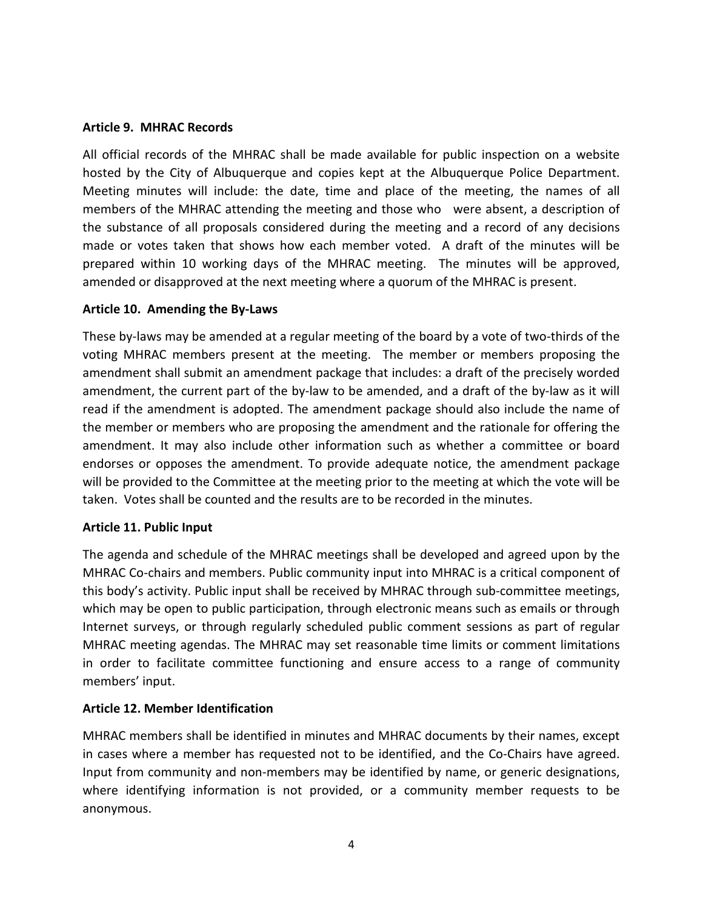**Article 9. MHRAC Records**

All official records of the MHRAC shall be made available for public inspection on a website hosted by the City of Albuquerque and copies kept at the Albuquerque Police Department. Meeting minutes will include: the date, time and place of the meeting, the names of all members of the MHRAC attending the meeting and those who were absent, a description of the substance of all proposals considered during the meeting and a record of any decisions made or votes taken that shows how each member voted. A draft of the minutes will be prepared within 10 working days of the MHRAC meeting. The minutes will be approved, amended or disapproved at the next meeting where a quorum of the MHRAC is present.

**Article 10. Amending the By-Laws**

These by-laws may be amended at a regular meeting of the board by a vote of two-thirds of the voting MHRAC members present at the meeting. The member or members proposing the amendment shall submit an amendment package that includes: a draft of the precisely worded amendment, the current part of the by-law to be amended, and a draft of the by-law as it will read if the amendment is adopted. The amendment package should also include the name of the member or members who are proposing the amendment and the rationale for offering the amendment. It may also include other information such as whether a committee or board endorses or opposes the amendment. To provide adequate notice, the amendment package will be provided to the Committee at the meeting prior to the meeting at which the vote will be taken. Votes shall be counted and the results are to be recorded in the minutes.

**Article 11. Public Input**

The agenda and schedule of the MHRAC meetings shall be developed and agreed upon by the MHRAC Co-chairs and members. Public community input into MHRAC is a critical component of this body's activity. Public input shall be received by MHRAC through sub-committee meetings, which may be open to public participation, through electronic means such as emails or through Internet surveys, or through regularly scheduled public comment sessions as part of regular MHRAC meeting agendas. The MHRAC may set reasonable time limits or comment limitations in order to facilitate committee functioning and ensure access to a range of community members' input.

**Article 12. Member Identification**

MHRAC members shall be identified in minutes and MHRAC documents by their names, except in cases where a member has requested not to be identified, and the Co-Chairs have agreed. Input from community and non-members may be identified by name, or generic designations, where identifying information is not provided, or a community member requests to be anonymous.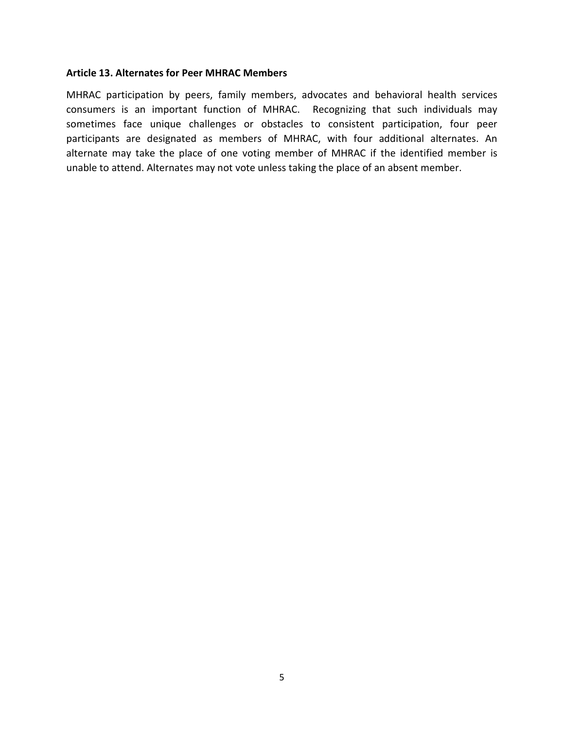**Article 13. Alternates for Peer MHRAC Members**

MHRAC participation by peers, family members, advocates and behavioral health services consumers is an important function of MHRAC. Recognizing that such individuals may sometimes face unique challenges or obstacles to consistent participation, four peer participants are designated as members of MHRAC, with four additional alternates. An alternate may take the place of one voting member of MHRAC if the identified member is unable to attend. Alternates may not vote unless taking the place of an absent member.